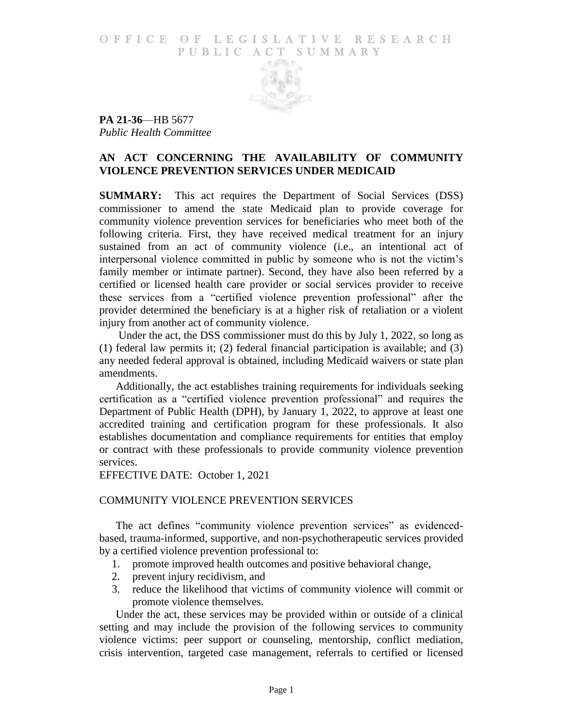# OFFICE OF LEGISLATIVE RESEARCH PUBLIC ACT SUMMARY

**PA 21-36**—HB 5677
*Public Health Committee*

## AN ACT CONCERNING THE AVAILABILITY OF COMMUNITY VIOLENCE PREVENTION SERVICES UNDER MEDICAID

**SUMMARY:** This act requires the Department of Social Services (DSS) commissioner to amend the state Medicaid plan to provide coverage for community violence prevention services for beneficiaries who meet both of the following criteria. First, they have received medical treatment for an injury sustained from an act of community violence (i.e., an intentional act of interpersonal violence committed in public by someone who is not the victim's family member or intimate partner). Second, they have also been referred by a certified or licensed health care provider or social services provider to receive these services from a "certified violence prevention professional" after the provider determined the beneficiary is at a higher risk of retaliation or a violent injury from another act of community violence.

Under the act, the DSS commissioner must do this by July 1, 2022, so long as (1) federal law permits it; (2) federal financial participation is available; and (3) any needed federal approval is obtained, including Medicaid waivers or state plan amendments.

Additionally, the act establishes training requirements for individuals seeking certification as a "certified violence prevention professional" and requires the Department of Public Health (DPH), by January 1, 2022, to approve at least one accredited training and certification program for these professionals. It also establishes documentation and compliance requirements for entities that employ or contract with these professionals to provide community violence prevention services.

EFFECTIVE DATE: October 1, 2021

### COMMUNITY VIOLENCE PREVENTION SERVICES

The act defines "community violence prevention services" as evidenced-based, trauma-informed, supportive, and non-psychotherapeutic services provided by a certified violence prevention professional to:

1. promote improved health outcomes and positive behavioral change,
2. prevent injury recidivism, and
3. reduce the likelihood that victims of community violence will commit or promote violence themselves.

Under the act, these services may be provided within or outside of a clinical setting and may include the provision of the following services to community violence victims: peer support or counseling, mentorship, conflict mediation, crisis intervention, targeted case management, referrals to certified or licensed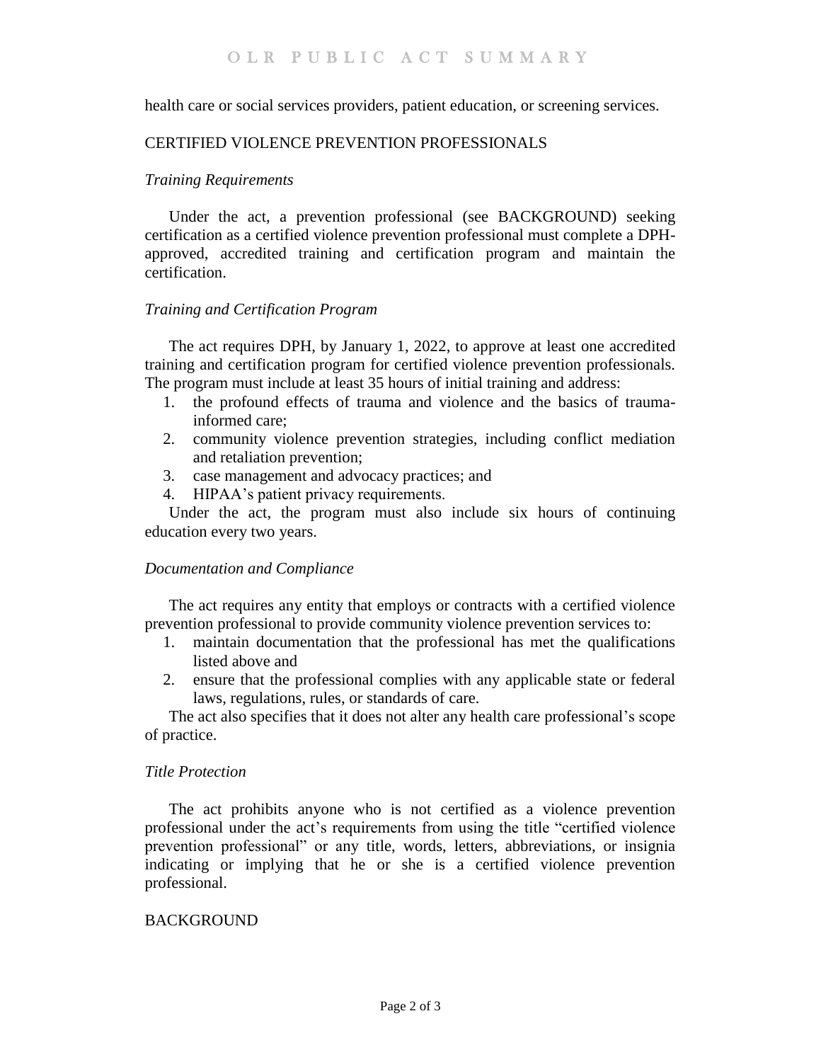health care or social services providers, patient education, or screening services.

## CERTIFIED VIOLENCE PREVENTION PROFESSIONALS

### *Training Requirements*

Under the act, a prevention professional (see BACKGROUND) seeking certification as a certified violence prevention professional must complete a DPH-approved, accredited training and certification program and maintain the certification.

### *Training and Certification Program*

The act requires DPH, by January 1, 2022, to approve at least one accredited training and certification program for certified violence prevention professionals. The program must include at least 35 hours of initial training and address:

1. the profound effects of trauma and violence and the basics of trauma-informed care;
2. community violence prevention strategies, including conflict mediation and retaliation prevention;
3. case management and advocacy practices; and
4. HIPAA's patient privacy requirements.

Under the act, the program must also include six hours of continuing education every two years.

### *Documentation and Compliance*

The act requires any entity that employs or contracts with a certified violence prevention professional to provide community violence prevention services to:

1. maintain documentation that the professional has met the qualifications listed above and
2. ensure that the professional complies with any applicable state or federal laws, regulations, rules, or standards of care.

The act also specifies that it does not alter any health care professional's scope of practice.

### *Title Protection*

The act prohibits anyone who is not certified as a violence prevention professional under the act's requirements from using the title "certified violence prevention professional" or any title, words, letters, abbreviations, or insignia indicating or implying that he or she is a certified violence prevention professional.

## BACKGROUND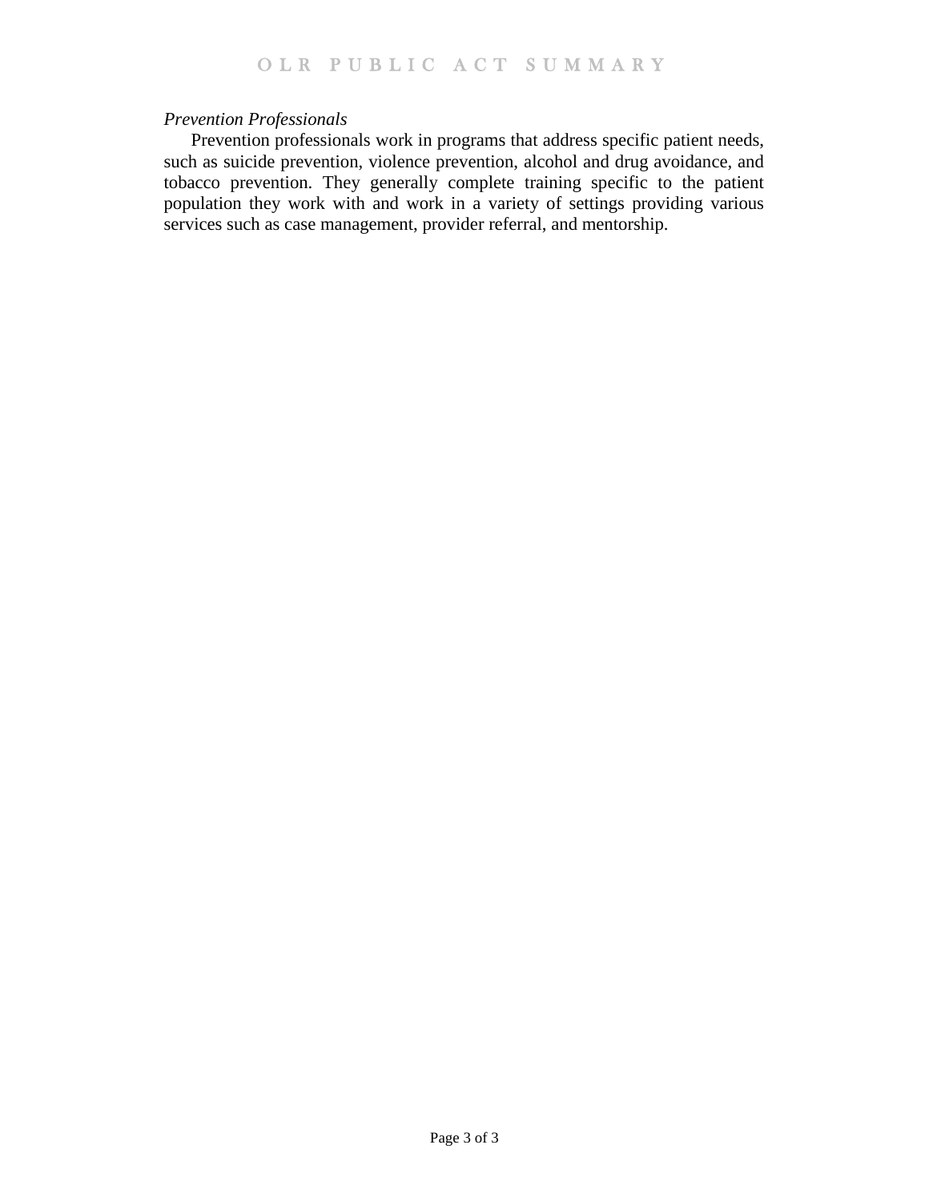*Prevention Professionals*

Prevention professionals work in programs that address specific patient needs, such as suicide prevention, violence prevention, alcohol and drug avoidance, and tobacco prevention. They generally complete training specific to the patient population they work with and work in a variety of settings providing various services such as case management, provider referral, and mentorship.